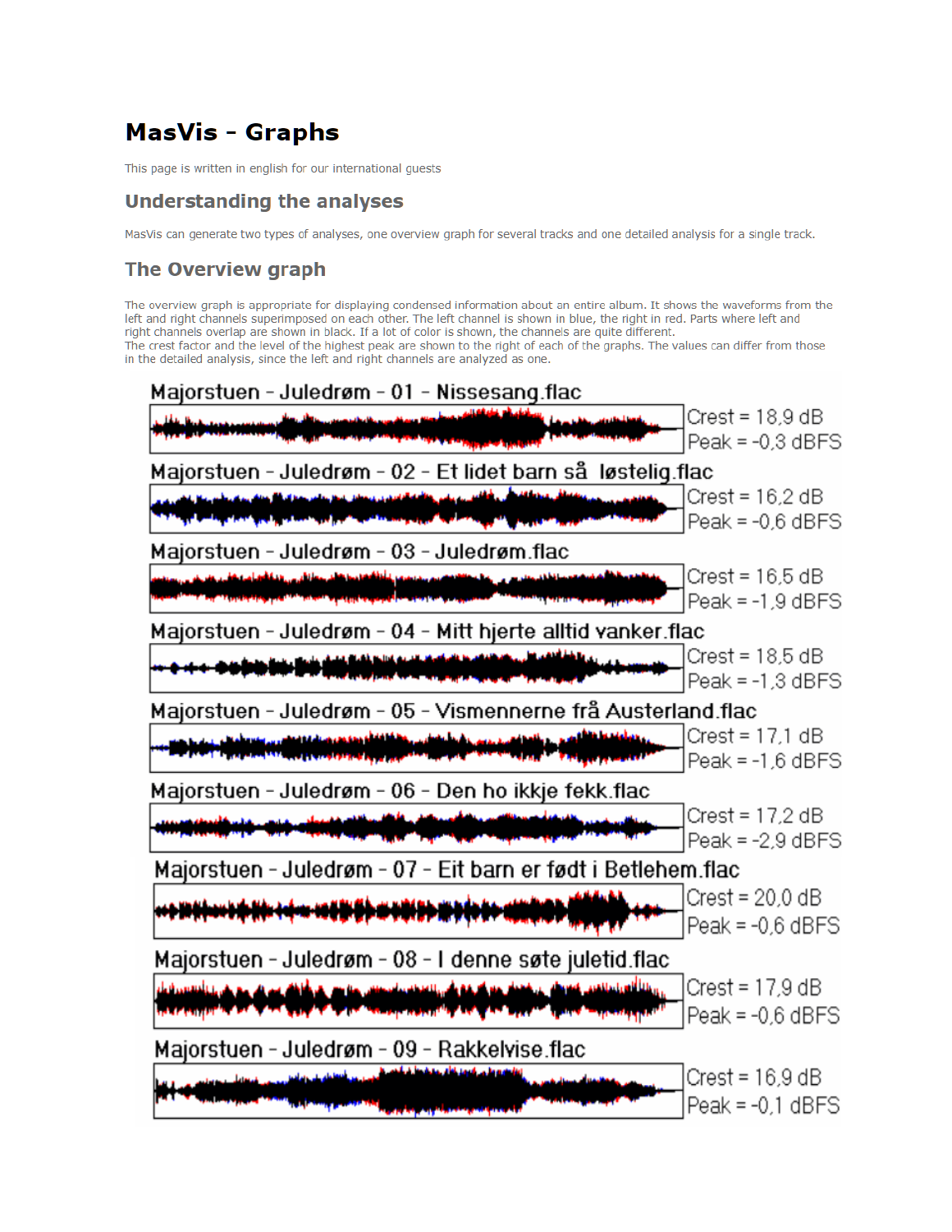# MasVis - Graphs

This page is written in english for our international guests

## Understanding the analyses

MasVis can generate two types of analyses, one overview graph for several tracks and one detailed analysis for a single track.

## The Overview graph

The overview graph is appropriate for displaying condensed information about an entire album. It shows the waveforms from the left and right channels superimposed on each other. The left channel is shown in blue, the right in red. Parts where left and right channels overlap are shown in black. If a lot of color is shown, the channels are quite different.
The crest factor and the level of the highest peak are shown to the right of each of the graphs. The values can differ from those in the detailed analysis, since the left and right channels are analyzed as one.

Majorstuen - Juledrøm - 01 - Nissesang.flac
Crest = 18,9 dB
Peak = -0,3 dBFS

Majorstuen - Juledrøm - 02 - Et lidet barn så løstelig.flac
Crest = 16,2 dB
Peak = -0,6 dBFS

Majorstuen - Juledrøm - 03 - Juledrøm.flac
Crest = 16,5 dB
Peak = -1,9 dBFS

Majorstuen - Juledrøm - 04 - Mitt hjerte alltid vanker.flac
Crest = 18,5 dB
Peak = -1,3 dBFS

Majorstuen - Juledrøm - 05 - Vismennerne frå Austerland.flac
Crest = 17,1 dB
Peak = -1,6 dBFS

Majorstuen - Juledrøm - 06 - Den ho ikkje fekk.flac
Crest = 17,2 dB
Peak = -2,9 dBFS

Majorstuen - Juledrøm - 07 - Eit barn er født i Betlehem.flac
Crest = 20,0 dB
Peak = -0,6 dBFS

Majorstuen - Juledrøm - 08 - I denne søte juletid.flac
Crest = 17,9 dB
Peak = -0,6 dBFS

Majorstuen - Juledrøm - 09 - Rakkelvise.flac
Crest = 16,9 dB
Peak = -0,1 dBFS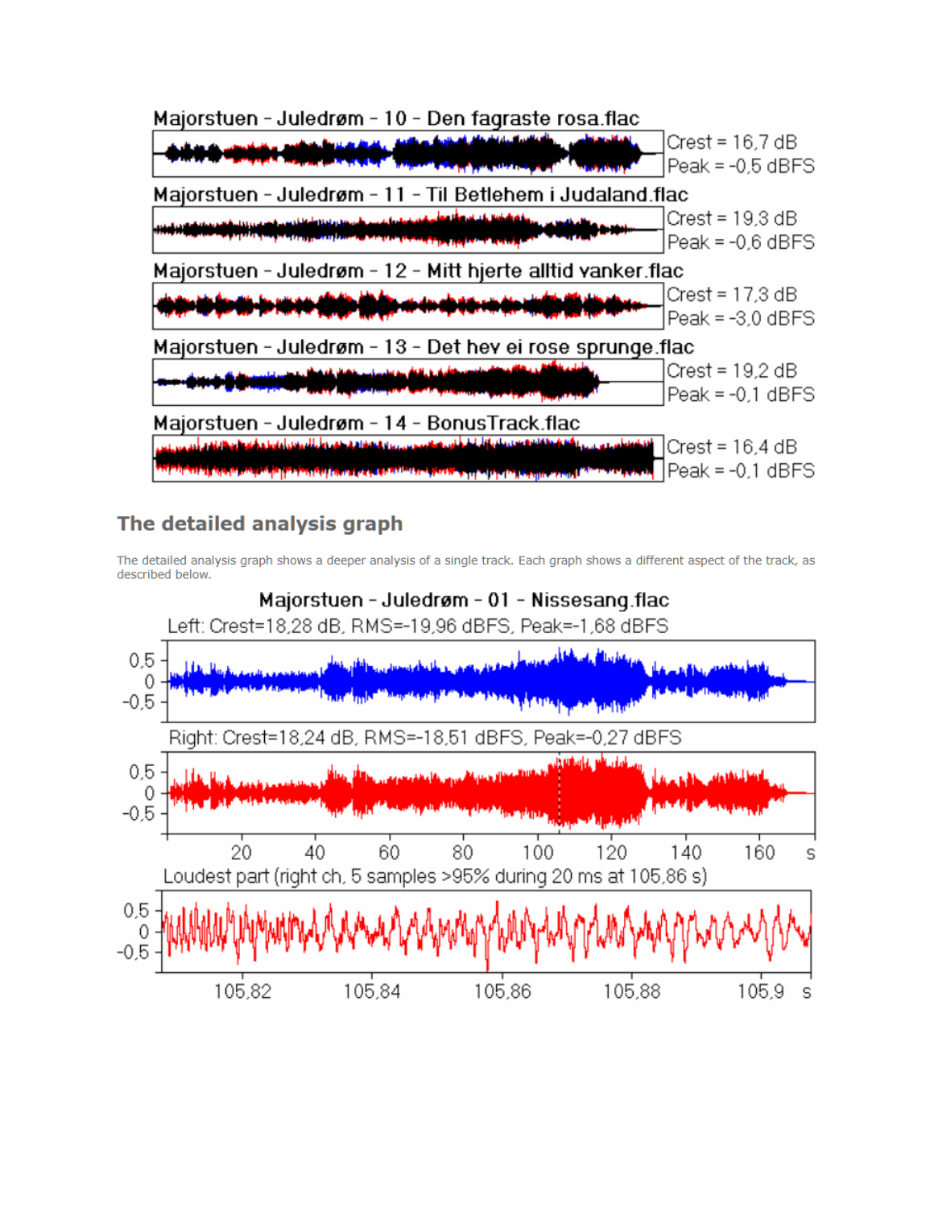Majorstuen - Juledrøm - 10 - Den fagraste rosa.flac

Crest = 16,7 dB
Peak = -0,5 dBFS

Majorstuen - Juledrøm - 11 - Til Betlehem i Judaland.flac

Crest = 19,3 dB
Peak = -0,6 dBFS

Majorstuen - Juledrøm - 12 - Mitt hjerte alltid vanker.flac

Crest = 17,3 dB
Peak = -3,0 dBFS

Majorstuen - Juledrøm - 13 - Det hev ei rose sprunge.flac

Crest = 19,2 dB
Peak = -0,1 dBFS

Majorstuen - Juledrøm - 14 - BonusTrack.flac

Crest = 16,4 dB
Peak = -0,1 dBFS

## The detailed analysis graph

The detailed analysis graph shows a deeper analysis of a single track. Each graph shows a different aspect of the track, as described below.

Majorstuen - Juledrøm - 01 - Nissesang.flac

Left: Crest=18,28 dB, RMS=-19,96 dBFS, Peak=-1,68 dBFS

0,5
0
-0,5

Right: Crest=18,24 dB, RMS=-18,51 dBFS, Peak=-0,27 dBFS

0,5
0
-0,5

20 40 60 80 100 120 140 160 s

Loudest part (right ch, 5 samples >95% during 20 ms at 105,86 s)

0,5
0
-0,5

105,82 105,84 105,86 105,88 105,9 s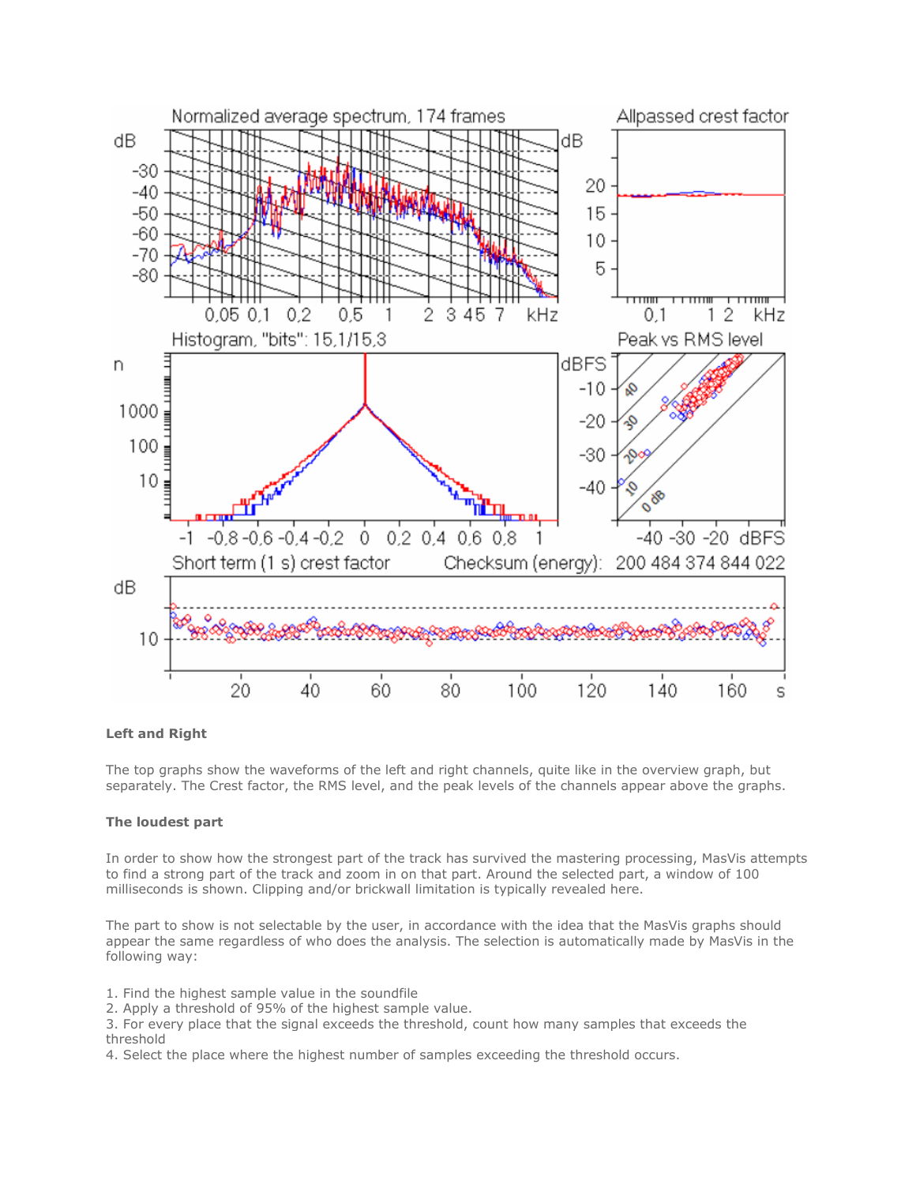**Left and Right**

The top graphs show the waveforms of the left and right channels, quite like in the overview graph, but separately. The Crest factor, the RMS level, and the peak levels of the channels appear above the graphs.

**The loudest part**

In order to show how the strongest part of the track has survived the mastering processing, MasVis attempts to find a strong part of the track and zoom in on that part. Around the selected part, a window of 100 milliseconds is shown. Clipping and/or brickwall limitation is typically revealed here.

The part to show is not selectable by the user, in accordance with the idea that the MasVis graphs should appear the same regardless of who does the analysis. The selection is automatically made by MasVis in the following way:

1. Find the highest sample value in the soundfile
2. Apply a threshold of 95% of the highest sample value.
3. For every place that the signal exceeds the threshold, count how many samples that exceeds the threshold
4. Select the place where the highest number of samples exceeding the threshold occurs.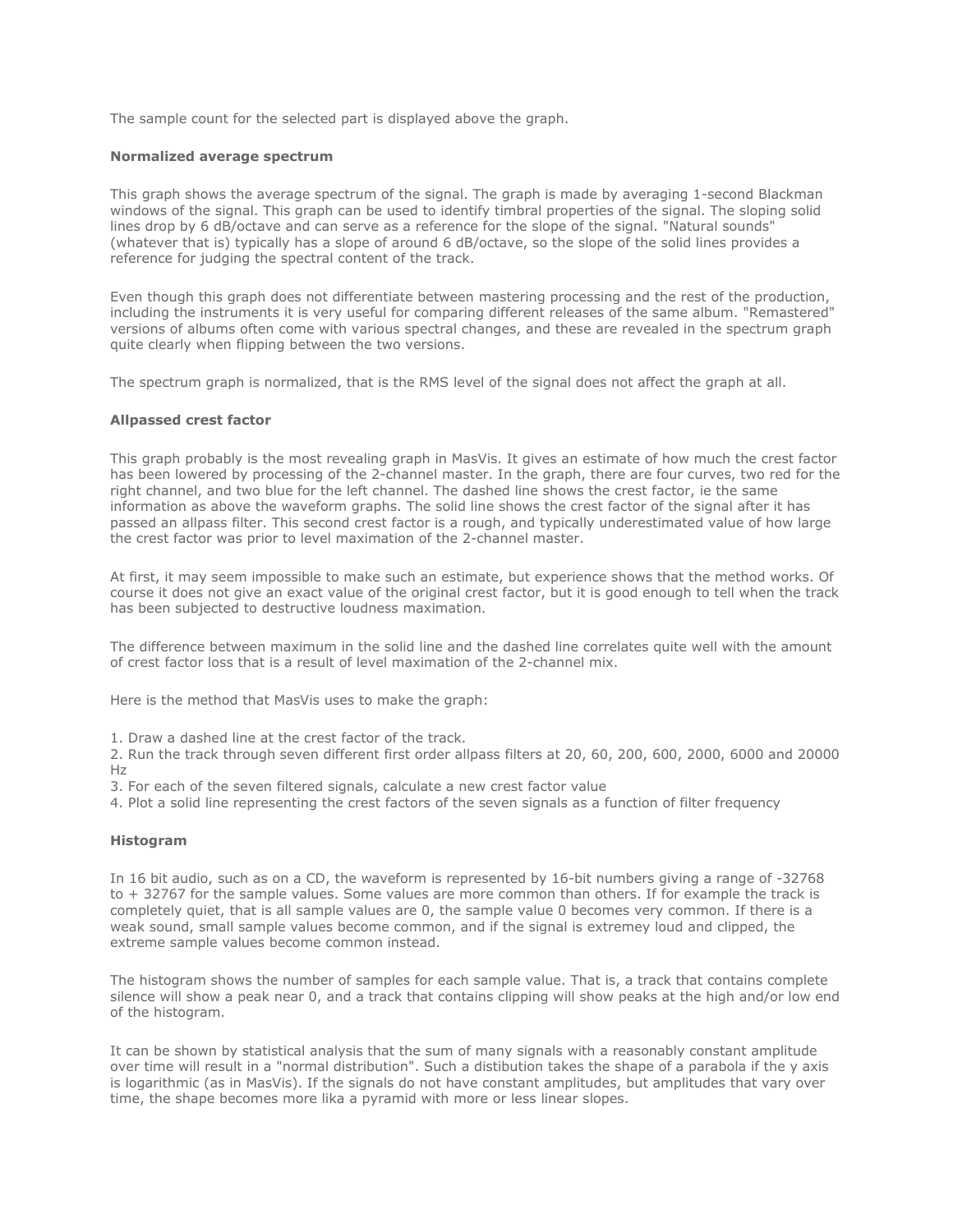The sample count for the selected part is displayed above the graph.

**Normalized average spectrum**

This graph shows the average spectrum of the signal. The graph is made by averaging 1-second Blackman windows of the signal. This graph can be used to identify timbral properties of the signal. The sloping solid lines drop by 6 dB/octave and can serve as a reference for the slope of the signal. "Natural sounds" (whatever that is) typically has a slope of around 6 dB/octave, so the slope of the solid lines provides a reference for judging the spectral content of the track.

Even though this graph does not differentiate between mastering processing and the rest of the production, including the instruments it is very useful for comparing different releases of the same album. "Remastered" versions of albums often come with various spectral changes, and these are revealed in the spectrum graph quite clearly when flipping between the two versions.

The spectrum graph is normalized, that is the RMS level of the signal does not affect the graph at all.

**Allpassed crest factor**

This graph probably is the most revealing graph in MasVis. It gives an estimate of how much the crest factor has been lowered by processing of the 2-channel master. In the graph, there are four curves, two red for the right channel, and two blue for the left channel. The dashed line shows the crest factor, ie the same information as above the waveform graphs. The solid line shows the crest factor of the signal after it has passed an allpass filter. This second crest factor is a rough, and typically underestimated value of how large the crest factor was prior to level maximation of the 2-channel master.

At first, it may seem impossible to make such an estimate, but experience shows that the method works. Of course it does not give an exact value of the original crest factor, but it is good enough to tell when the track has been subjected to destructive loudness maximation.

The difference between maximum in the solid line and the dashed line correlates quite well with the amount of crest factor loss that is a result of level maximation of the 2-channel mix.

Here is the method that MasVis uses to make the graph:

1. Draw a dashed line at the crest factor of the track.
2. Run the track through seven different first order allpass filters at 20, 60, 200, 600, 2000, 6000 and 20000 Hz
3. For each of the seven filtered signals, calculate a new crest factor value
4. Plot a solid line representing the crest factors of the seven signals as a function of filter frequency

**Histogram**

In 16 bit audio, such as on a CD, the waveform is represented by 16-bit numbers giving a range of -32768 to + 32767 for the sample values. Some values are more common than others. If for example the track is completely quiet, that is all sample values are 0, the sample value 0 becomes very common. If there is a weak sound, small sample values become common, and if the signal is extremey loud and clipped, the extreme sample values become common instead.

The histogram shows the number of samples for each sample value. That is, a track that contains complete silence will show a peak near 0, and a track that contains clipping will show peaks at the high and/or low end of the histogram.

It can be shown by statistical analysis that the sum of many signals with a reasonably constant amplitude over time will result in a "normal distribution". Such a distibution takes the shape of a parabola if the y axis is logarithmic (as in MasVis). If the signals do not have constant amplitudes, but amplitudes that vary over time, the shape becomes more lika a pyramid with more or less linear slopes.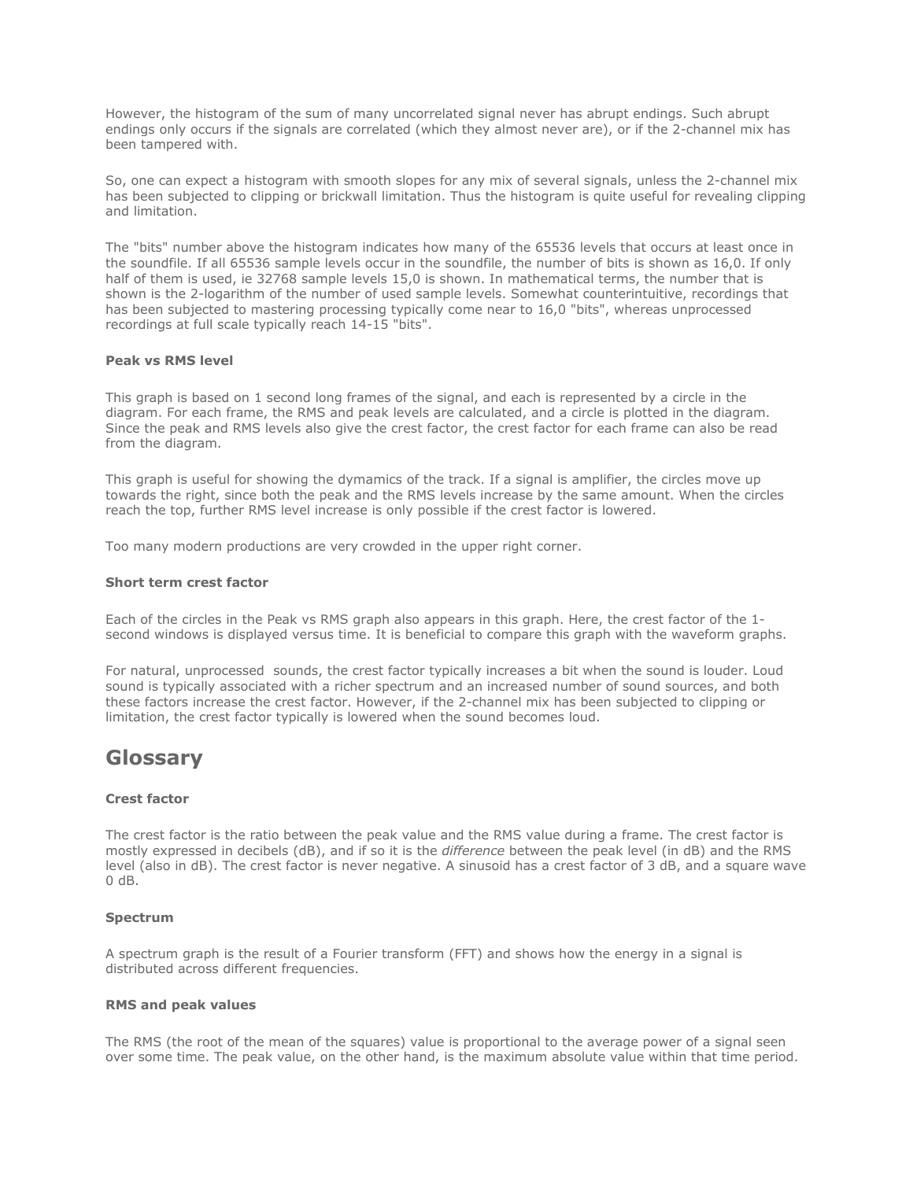However, the histogram of the sum of many uncorrelated signal never has abrupt endings. Such abrupt endings only occurs if the signals are correlated (which they almost never are), or if the 2-channel mix has been tampered with.

So, one can expect a histogram with smooth slopes for any mix of several signals, unless the 2-channel mix has been subjected to clipping or brickwall limitation. Thus the histogram is quite useful for revealing clipping and limitation.

The "bits" number above the histogram indicates how many of the 65536 levels that occurs at least once in the soundfile. If all 65536 sample levels occur in the soundfile, the number of bits is shown as 16,0. If only half of them is used, ie 32768 sample levels 15,0 is shown. In mathematical terms, the number that is shown is the 2-logarithm of the number of used sample levels. Somewhat counterintuitive, recordings that has been subjected to mastering processing typically come near to 16,0 "bits", whereas unprocessed recordings at full scale typically reach 14-15 "bits".

**Peak vs RMS level**

This graph is based on 1 second long frames of the signal, and each is represented by a circle in the diagram. For each frame, the RMS and peak levels are calculated, and a circle is plotted in the diagram. Since the peak and RMS levels also give the crest factor, the crest factor for each frame can also be read from the diagram.

This graph is useful for showing the dymamics of the track. If a signal is amplifier, the circles move up towards the right, since both the peak and the RMS levels increase by the same amount. When the circles reach the top, further RMS level increase is only possible if the crest factor is lowered.

Too many modern productions are very crowded in the upper right corner.

**Short term crest factor**

Each of the circles in the Peak vs RMS graph also appears in this graph. Here, the crest factor of the 1-second windows is displayed versus time. It is beneficial to compare this graph with the waveform graphs.

For natural, unprocessed sounds, the crest factor typically increases a bit when the sound is louder. Loud sound is typically associated with a richer spectrum and an increased number of sound sources, and both these factors increase the crest factor. However, if the 2-channel mix has been subjected to clipping or limitation, the crest factor typically is lowered when the sound becomes loud.

# Glossary

**Crest factor**

The crest factor is the ratio between the peak value and the RMS value during a frame. The crest factor is mostly expressed in decibels (dB), and if so it is the *difference* between the peak level (in dB) and the RMS level (also in dB). The crest factor is never negative. A sinusoid has a crest factor of 3 dB, and a square wave 0 dB.

**Spectrum**

A spectrum graph is the result of a Fourier transform (FFT) and shows how the energy in a signal is distributed across different frequencies.

**RMS and peak values**

The RMS (the root of the mean of the squares) value is proportional to the average power of a signal seen over some time. The peak value, on the other hand, is the maximum absolute value within that time period.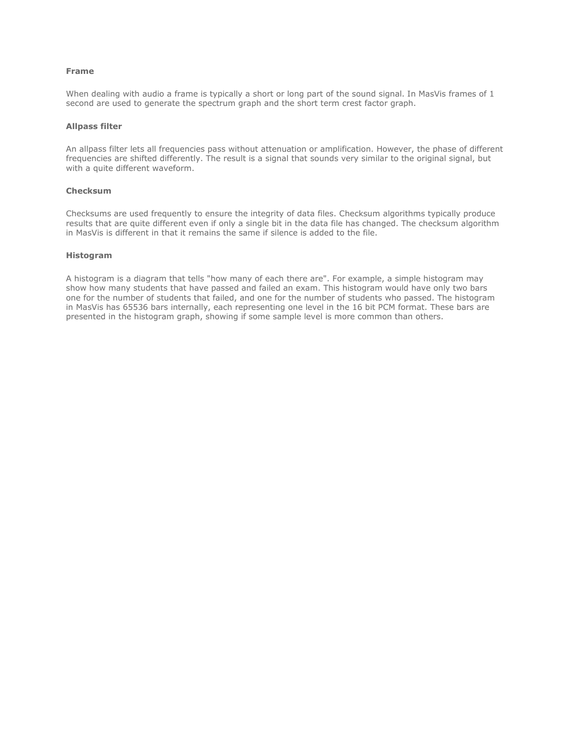**Frame**

When dealing with audio a frame is typically a short or long part of the sound signal. In MasVis frames of 1 second are used to generate the spectrum graph and the short term crest factor graph.

**Allpass filter**

An allpass filter lets all frequencies pass without attenuation or amplification. However, the phase of different frequencies are shifted differently. The result is a signal that sounds very similar to the original signal, but with a quite different waveform.

**Checksum**

Checksums are used frequently to ensure the integrity of data files. Checksum algorithms typically produce results that are quite different even if only a single bit in the data file has changed. The checksum algorithm in MasVis is different in that it remains the same if silence is added to the file.

**Histogram**

A histogram is a diagram that tells "how many of each there are". For example, a simple histogram may show how many students that have passed and failed an exam. This histogram would have only two bars one for the number of students that failed, and one for the number of students who passed. The histogram in MasVis has 65536 bars internally, each representing one level in the 16 bit PCM format. These bars are presented in the histogram graph, showing if some sample level is more common than others.